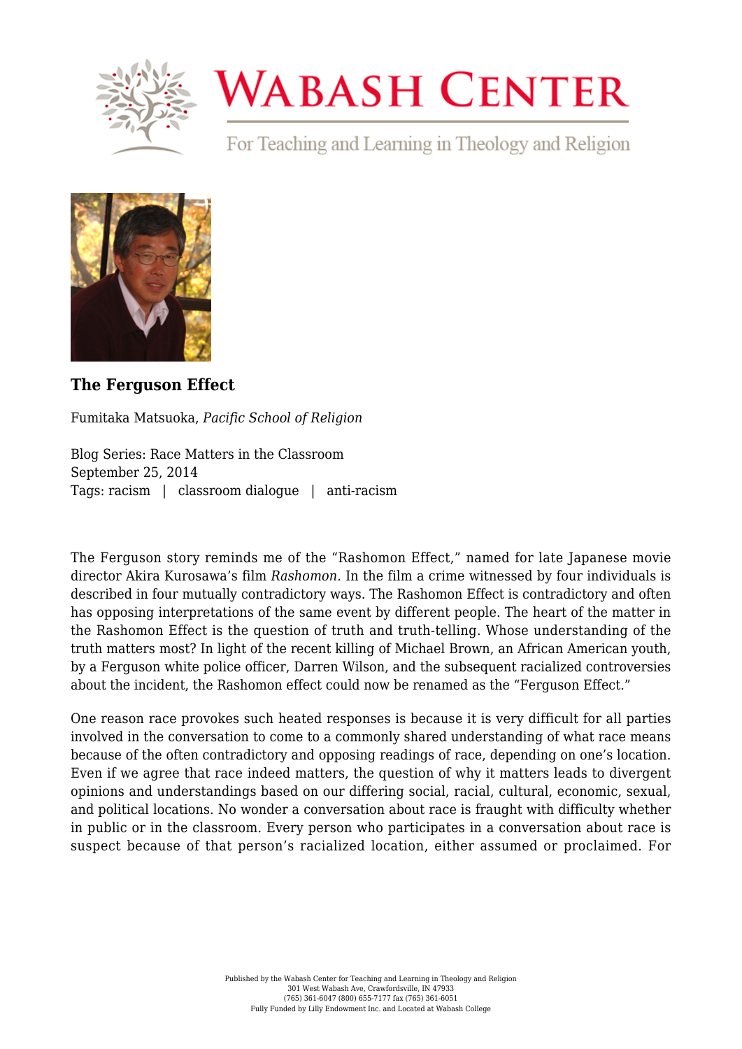# Wabash Center

For Teaching and Learning in Theology and Religion

## The Ferguson Effect

Fumitaka Matsuoka, *Pacific School of Religion*

Blog Series: Race Matters in the Classroom
September 25, 2014
Tags: racism | classroom dialogue | anti-racism

The Ferguson story reminds me of the "Rashomon Effect," named for late Japanese movie director Akira Kurosawa's film *Rashomon.* In the film a crime witnessed by four individuals is described in four mutually contradictory ways. The Rashomon Effect is contradictory and often has opposing interpretations of the same event by different people. The heart of the matter in the Rashomon Effect is the question of truth and truth-telling. Whose understanding of the truth matters most? In light of the recent killing of Michael Brown, an African American youth, by a Ferguson white police officer, Darren Wilson, and the subsequent racialized controversies about the incident, the Rashomon effect could now be renamed as the "Ferguson Effect."

One reason race provokes such heated responses is because it is very difficult for all parties involved in the conversation to come to a commonly shared understanding of what race means because of the often contradictory and opposing readings of race, depending on one's location. Even if we agree that race indeed matters, the question of why it matters leads to divergent opinions and understandings based on our differing social, racial, cultural, economic, sexual, and political locations. No wonder a conversation about race is fraught with difficulty whether in public or in the classroom. Every person who participates in a conversation about race is suspect because of that person's racialized location, either assumed or proclaimed. For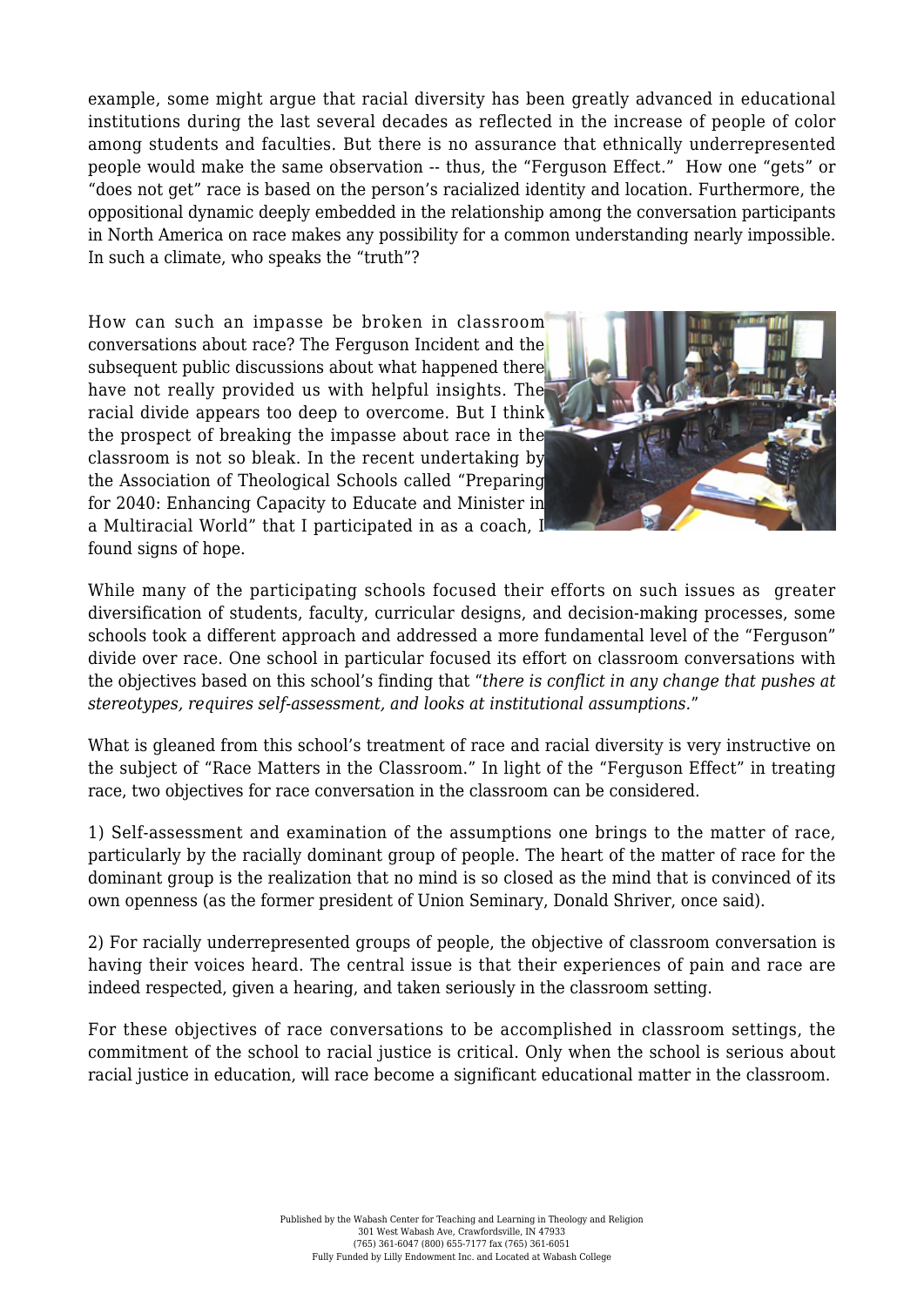example, some might argue that racial diversity has been greatly advanced in educational institutions during the last several decades as reflected in the increase of people of color among students and faculties. But there is no assurance that ethnically underrepresented people would make the same observation -- thus, the "Ferguson Effect." How one "gets" or "does not get" race is based on the person's racialized identity and location. Furthermore, the oppositional dynamic deeply embedded in the relationship among the conversation participants in North America on race makes any possibility for a common understanding nearly impossible. In such a climate, who speaks the "truth"?

How can such an impasse be broken in classroom conversations about race? The Ferguson Incident and the subsequent public discussions about what happened there have not really provided us with helpful insights. The racial divide appears too deep to overcome. But I think the prospect of breaking the impasse about race in the classroom is not so bleak. In the recent undertaking by the Association of Theological Schools called "Preparing for 2040: Enhancing Capacity to Educate and Minister in a Multiracial World" that I participated in as a coach, I found signs of hope.

While many of the participating schools focused their efforts on such issues as greater diversification of students, faculty, curricular designs, and decision-making processes, some schools took a different approach and addressed a more fundamental level of the "Ferguson" divide over race. One school in particular focused its effort on classroom conversations with the objectives based on this school's finding that "*there is conflict in any change that pushes at stereotypes, requires self-assessment, and looks at institutional assumptions.*"

What is gleaned from this school's treatment of race and racial diversity is very instructive on the subject of "Race Matters in the Classroom." In light of the "Ferguson Effect" in treating race, two objectives for race conversation in the classroom can be considered.

1) Self-assessment and examination of the assumptions one brings to the matter of race, particularly by the racially dominant group of people. The heart of the matter of race for the dominant group is the realization that no mind is so closed as the mind that is convinced of its own openness (as the former president of Union Seminary, Donald Shriver, once said).

2) For racially underrepresented groups of people, the objective of classroom conversation is having their voices heard. The central issue is that their experiences of pain and race are indeed respected, given a hearing, and taken seriously in the classroom setting.

For these objectives of race conversations to be accomplished in classroom settings, the commitment of the school to racial justice is critical. Only when the school is serious about racial justice in education, will race become a significant educational matter in the classroom.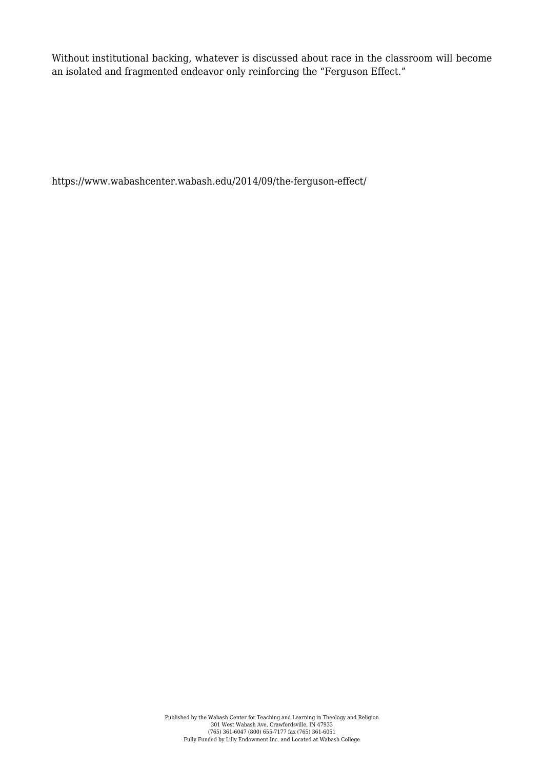Without institutional backing, whatever is discussed about race in the classroom will become an isolated and fragmented endeavor only reinforcing the "Ferguson Effect."

https://www.wabashcenter.wabash.edu/2014/09/the-ferguson-effect/